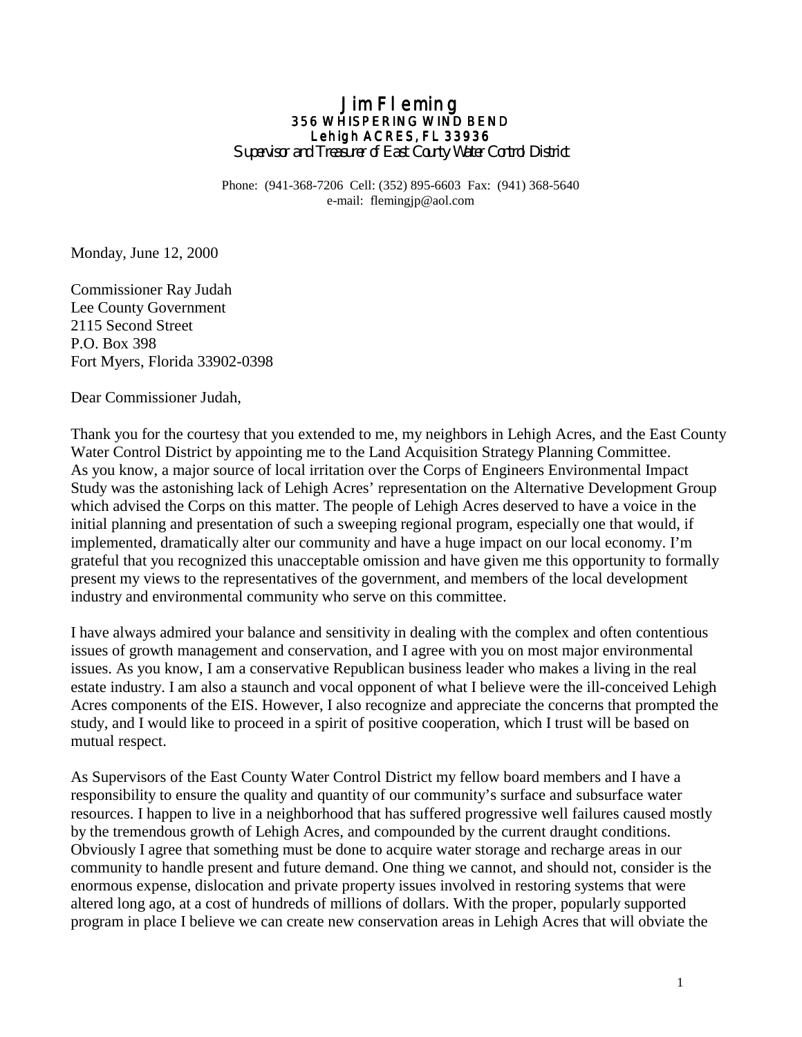# Jim Fleming

**356 WHISPERING WIND BEND**
**Lehigh ACRES, FL 33936**
*Supervisor and Treasurer of East County Water Control District*

Phone: (941-368-7206 Cell: (352) 895-6603 Fax: (941) 368-5640
e-mail: flemingjp@aol.com

Monday, June 12, 2000

Commissioner Ray Judah
Lee County Government
2115 Second Street
P.O. Box 398
Fort Myers, Florida 33902-0398

Dear Commissioner Judah,

Thank you for the courtesy that you extended to me, my neighbors in Lehigh Acres, and the East County Water Control District by appointing me to the Land Acquisition Strategy Planning Committee. As you know, a major source of local irritation over the Corps of Engineers Environmental Impact Study was the astonishing lack of Lehigh Acres' representation on the Alternative Development Group which advised the Corps on this matter. The people of Lehigh Acres deserved to have a voice in the initial planning and presentation of such a sweeping regional program, especially one that would, if implemented, dramatically alter our community and have a huge impact on our local economy. I'm grateful that you recognized this unacceptable omission and have given me this opportunity to formally present my views to the representatives of the government, and members of the local development industry and environmental community who serve on this committee.

I have always admired your balance and sensitivity in dealing with the complex and often contentious issues of growth management and conservation, and I agree with you on most major environmental issues. As you know, I am a conservative Republican business leader who makes a living in the real estate industry. I am also a staunch and vocal opponent of what I believe were the ill-conceived Lehigh Acres components of the EIS. However, I also recognize and appreciate the concerns that prompted the study, and I would like to proceed in a spirit of positive cooperation, which I trust will be based on mutual respect.

As Supervisors of the East County Water Control District my fellow board members and I have a responsibility to ensure the quality and quantity of our community's surface and subsurface water resources. I happen to live in a neighborhood that has suffered progressive well failures caused mostly by the tremendous growth of Lehigh Acres, and compounded by the current draught conditions. Obviously I agree that something must be done to acquire water storage and recharge areas in our community to handle present and future demand. One thing we cannot, and should not, consider is the enormous expense, dislocation and private property issues involved in restoring systems that were altered long ago, at a cost of hundreds of millions of dollars. With the proper, popularly supported program in place I believe we can create new conservation areas in Lehigh Acres that will obviate the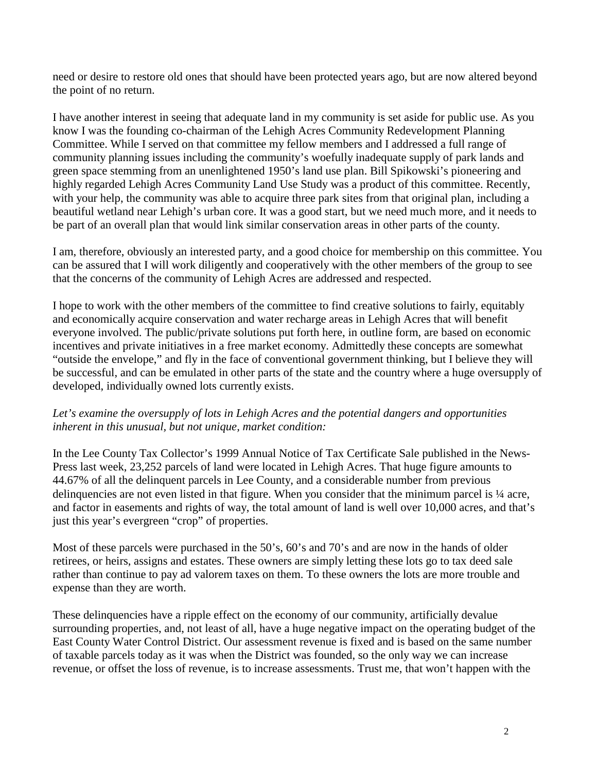need or desire to restore old ones that should have been protected years ago, but are now altered beyond the point of no return.

I have another interest in seeing that adequate land in my community is set aside for public use. As you know I was the founding co-chairman of the Lehigh Acres Community Redevelopment Planning Committee. While I served on that committee my fellow members and I addressed a full range of community planning issues including the community's woefully inadequate supply of park lands and green space stemming from an unenlightened 1950's land use plan. Bill Spikowski's pioneering and highly regarded Lehigh Acres Community Land Use Study was a product of this committee. Recently, with your help, the community was able to acquire three park sites from that original plan, including a beautiful wetland near Lehigh's urban core. It was a good start, but we need much more, and it needs to be part of an overall plan that would link similar conservation areas in other parts of the county.

I am, therefore, obviously an interested party, and a good choice for membership on this committee. You can be assured that I will work diligently and cooperatively with the other members of the group to see that the concerns of the community of Lehigh Acres are addressed and respected.

I hope to work with the other members of the committee to find creative solutions to fairly, equitably and economically acquire conservation and water recharge areas in Lehigh Acres that will benefit everyone involved. The public/private solutions put forth here, in outline form, are based on economic incentives and private initiatives in a free market economy. Admittedly these concepts are somewhat "outside the envelope," and fly in the face of conventional government thinking, but I believe they will be successful, and can be emulated in other parts of the state and the country where a huge oversupply of developed, individually owned lots currently exists.

*Let's examine the oversupply of lots in Lehigh Acres and the potential dangers and opportunities inherent in this unusual, but not unique, market condition:*

In the Lee County Tax Collector's 1999 Annual Notice of Tax Certificate Sale published in the News-Press last week, 23,252 parcels of land were located in Lehigh Acres. That huge figure amounts to 44.67% of all the delinquent parcels in Lee County, and a considerable number from previous delinquencies are not even listed in that figure. When you consider that the minimum parcel is ¼ acre, and factor in easements and rights of way, the total amount of land is well over 10,000 acres, and that's just this year's evergreen "crop" of properties.

Most of these parcels were purchased in the 50's, 60's and 70's and are now in the hands of older retirees, or heirs, assigns and estates. These owners are simply letting these lots go to tax deed sale rather than continue to pay ad valorem taxes on them. To these owners the lots are more trouble and expense than they are worth.

These delinquencies have a ripple effect on the economy of our community, artificially devalue surrounding properties, and, not least of all, have a huge negative impact on the operating budget of the East County Water Control District. Our assessment revenue is fixed and is based on the same number of taxable parcels today as it was when the District was founded, so the only way we can increase revenue, or offset the loss of revenue, is to increase assessments. Trust me, that won't happen with the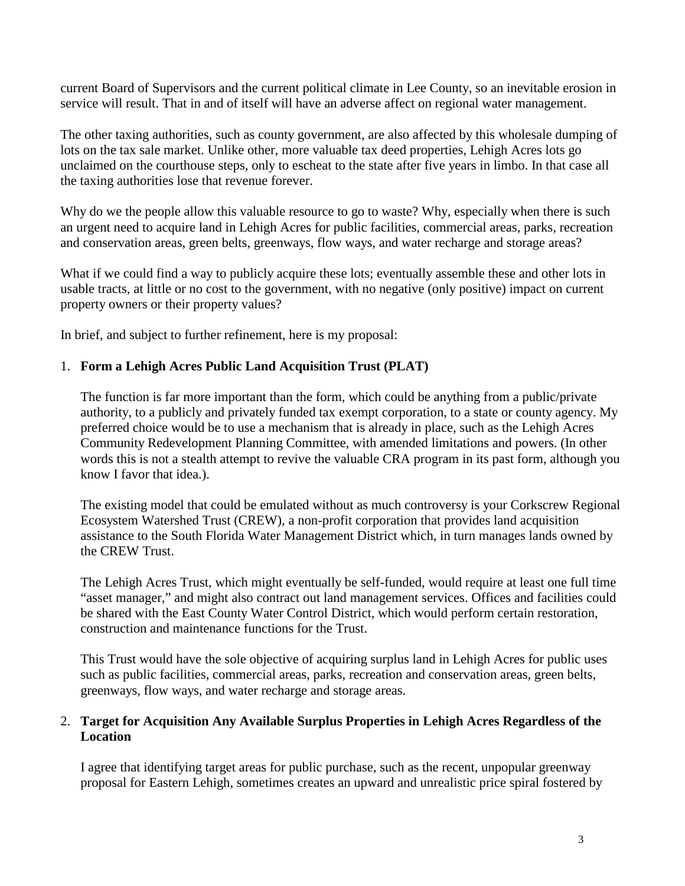current Board of Supervisors and the current political climate in Lee County, so an inevitable erosion in service will result. That in and of itself will have an adverse affect on regional water management.

The other taxing authorities, such as county government, are also affected by this wholesale dumping of lots on the tax sale market. Unlike other, more valuable tax deed properties, Lehigh Acres lots go unclaimed on the courthouse steps, only to escheat to the state after five years in limbo. In that case all the taxing authorities lose that revenue forever.

Why do we the people allow this valuable resource to go to waste? Why, especially when there is such an urgent need to acquire land in Lehigh Acres for public facilities, commercial areas, parks, recreation and conservation areas, green belts, greenways, flow ways, and water recharge and storage areas?

What if we could find a way to publicly acquire these lots; eventually assemble these and other lots in usable tracts, at little or no cost to the government, with no negative (only positive) impact on current property owners or their property values?

In brief, and subject to further refinement, here is my proposal:

1. **Form a Lehigh Acres Public Land Acquisition Trust (PLAT)**

   The function is far more important than the form, which could be anything from a public/private authority, to a publicly and privately funded tax exempt corporation, to a state or county agency. My preferred choice would be to use a mechanism that is already in place, such as the Lehigh Acres Community Redevelopment Planning Committee, with amended limitations and powers. (In other words this is not a stealth attempt to revive the valuable CRA program in its past form, although you know I favor that idea.).

   The existing model that could be emulated without as much controversy is your Corkscrew Regional Ecosystem Watershed Trust (CREW), a non-profit corporation that provides land acquisition assistance to the South Florida Water Management District which, in turn manages lands owned by the CREW Trust.

   The Lehigh Acres Trust, which might eventually be self-funded, would require at least one full time "asset manager," and might also contract out land management services. Offices and facilities could be shared with the East County Water Control District, which would perform certain restoration, construction and maintenance functions for the Trust.

   This Trust would have the sole objective of acquiring surplus land in Lehigh Acres for public uses such as public facilities, commercial areas, parks, recreation and conservation areas, green belts, greenways, flow ways, and water recharge and storage areas.

2. **Target for Acquisition Any Available Surplus Properties in Lehigh Acres Regardless of the Location**

   I agree that identifying target areas for public purchase, such as the recent, unpopular greenway proposal for Eastern Lehigh, sometimes creates an upward and unrealistic price spiral fostered by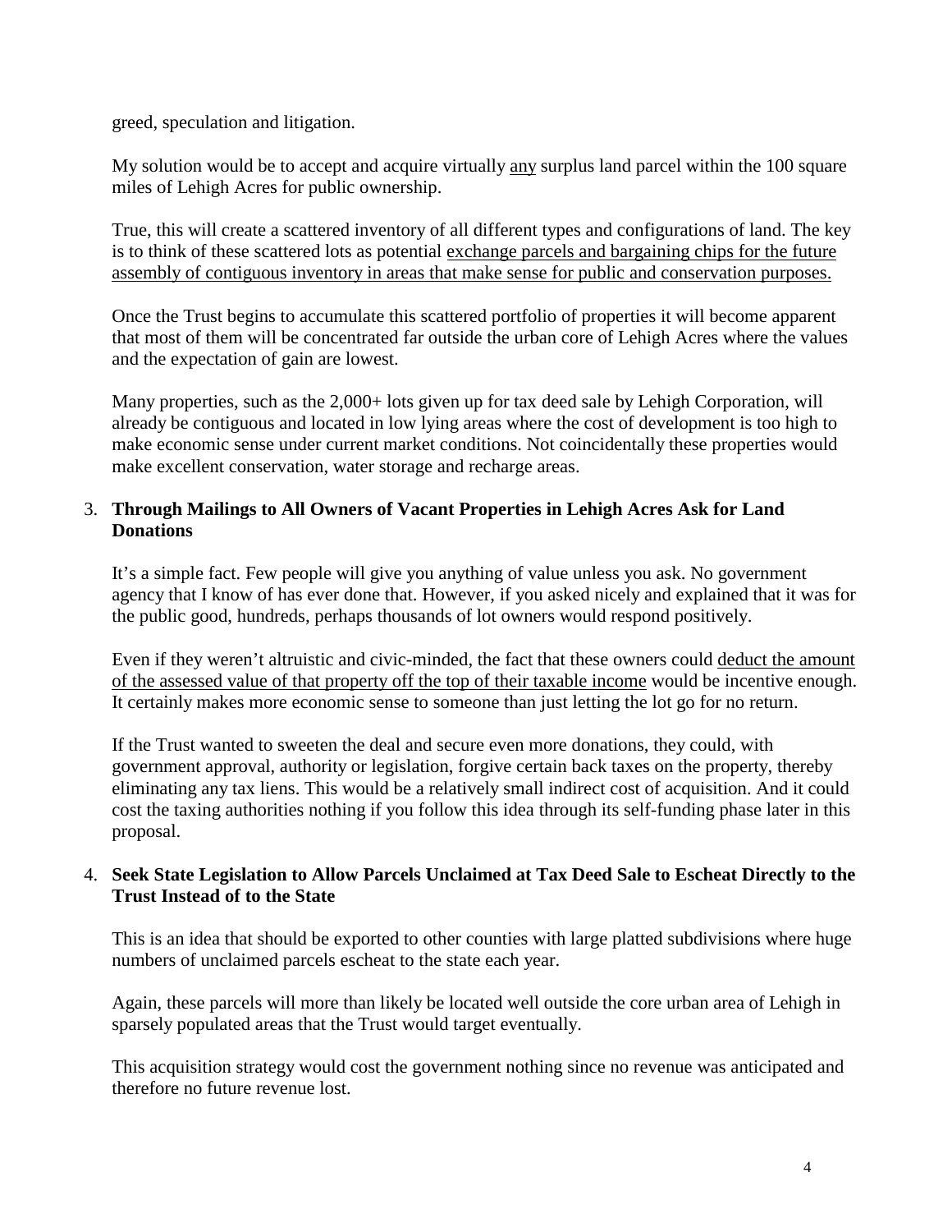greed, speculation and litigation.

My solution would be to accept and acquire virtually <u>any</u> surplus land parcel within the 100 square miles of Lehigh Acres for public ownership.

True, this will create a scattered inventory of all different types and configurations of land. The key is to think of these scattered lots as potential <u>exchange parcels and bargaining chips for the future assembly of contiguous inventory in areas that make sense for public and conservation purposes.</u>

Once the Trust begins to accumulate this scattered portfolio of properties it will become apparent that most of them will be concentrated far outside the urban core of Lehigh Acres where the values and the expectation of gain are lowest.

Many properties, such as the 2,000+ lots given up for tax deed sale by Lehigh Corporation, will already be contiguous and located in low lying areas where the cost of development is too high to make economic sense under current market conditions. Not coincidentally these properties would make excellent conservation, water storage and recharge areas.

3. **Through Mailings to All Owners of Vacant Properties in Lehigh Acres Ask for Land Donations**

   It's a simple fact. Few people will give you anything of value unless you ask. No government agency that I know of has ever done that. However, if you asked nicely and explained that it was for the public good, hundreds, perhaps thousands of lot owners would respond positively.

   Even if they weren't altruistic and civic-minded, the fact that these owners could <u>deduct the amount of the assessed value of that property off the top of their taxable income</u> would be incentive enough. It certainly makes more economic sense to someone than just letting the lot go for no return.

   If the Trust wanted to sweeten the deal and secure even more donations, they could, with government approval, authority or legislation, forgive certain back taxes on the property, thereby eliminating any tax liens. This would be a relatively small indirect cost of acquisition. And it could cost the taxing authorities nothing if you follow this idea through its self-funding phase later in this proposal.

4. **Seek State Legislation to Allow Parcels Unclaimed at Tax Deed Sale to Escheat Directly to the Trust Instead of to the State**

   This is an idea that should be exported to other counties with large platted subdivisions where huge numbers of unclaimed parcels escheat to the state each year.

   Again, these parcels will more than likely be located well outside the core urban area of Lehigh in sparsely populated areas that the Trust would target eventually.

   This acquisition strategy would cost the government nothing since no revenue was anticipated and therefore no future revenue lost.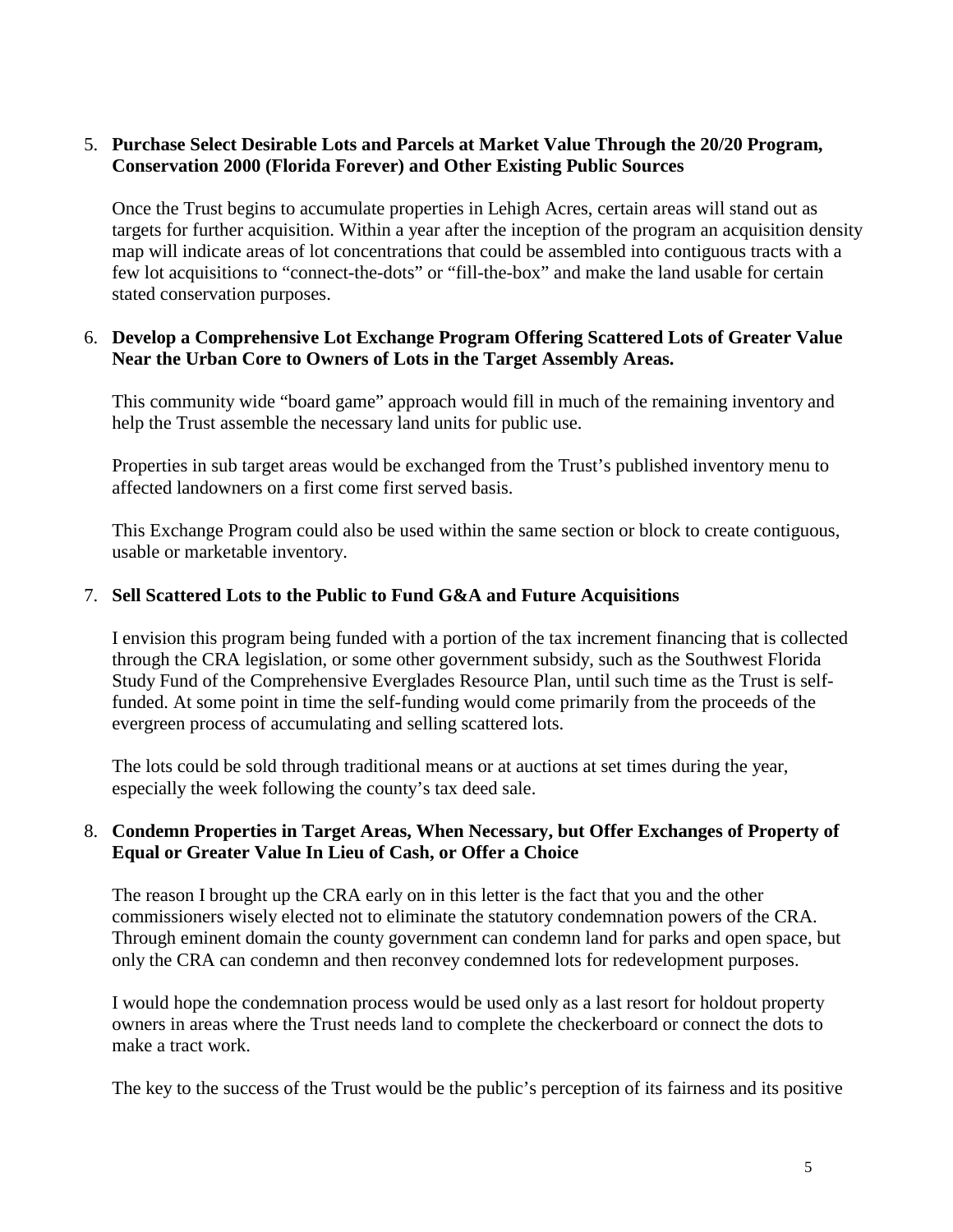5. **Purchase Select Desirable Lots and Parcels at Market Value Through the 20/20 Program, Conservation 2000 (Florida Forever) and Other Existing Public Sources**

   Once the Trust begins to accumulate properties in Lehigh Acres, certain areas will stand out as targets for further acquisition. Within a year after the inception of the program an acquisition density map will indicate areas of lot concentrations that could be assembled into contiguous tracts with a few lot acquisitions to "connect-the-dots" or "fill-the-box" and make the land usable for certain stated conservation purposes.

6. **Develop a Comprehensive Lot Exchange Program Offering Scattered Lots of Greater Value Near the Urban Core to Owners of Lots in the Target Assembly Areas.**

   This community wide "board game" approach would fill in much of the remaining inventory and help the Trust assemble the necessary land units for public use.

   Properties in sub target areas would be exchanged from the Trust's published inventory menu to affected landowners on a first come first served basis.

   This Exchange Program could also be used within the same section or block to create contiguous, usable or marketable inventory.

7. **Sell Scattered Lots to the Public to Fund G&A and Future Acquisitions**

   I envision this program being funded with a portion of the tax increment financing that is collected through the CRA legislation, or some other government subsidy, such as the Southwest Florida Study Fund of the Comprehensive Everglades Resource Plan, until such time as the Trust is self-funded. At some point in time the self-funding would come primarily from the proceeds of the evergreen process of accumulating and selling scattered lots.

   The lots could be sold through traditional means or at auctions at set times during the year, especially the week following the county's tax deed sale.

8. **Condemn Properties in Target Areas, When Necessary, but Offer Exchanges of Property of Equal or Greater Value In Lieu of Cash, or Offer a Choice**

   The reason I brought up the CRA early on in this letter is the fact that you and the other commissioners wisely elected not to eliminate the statutory condemnation powers of the CRA. Through eminent domain the county government can condemn land for parks and open space, but only the CRA can condemn and then reconvey condemned lots for redevelopment purposes.

   I would hope the condemnation process would be used only as a last resort for holdout property owners in areas where the Trust needs land to complete the checkerboard or connect the dots to make a tract work.

   The key to the success of the Trust would be the public's perception of its fairness and its positive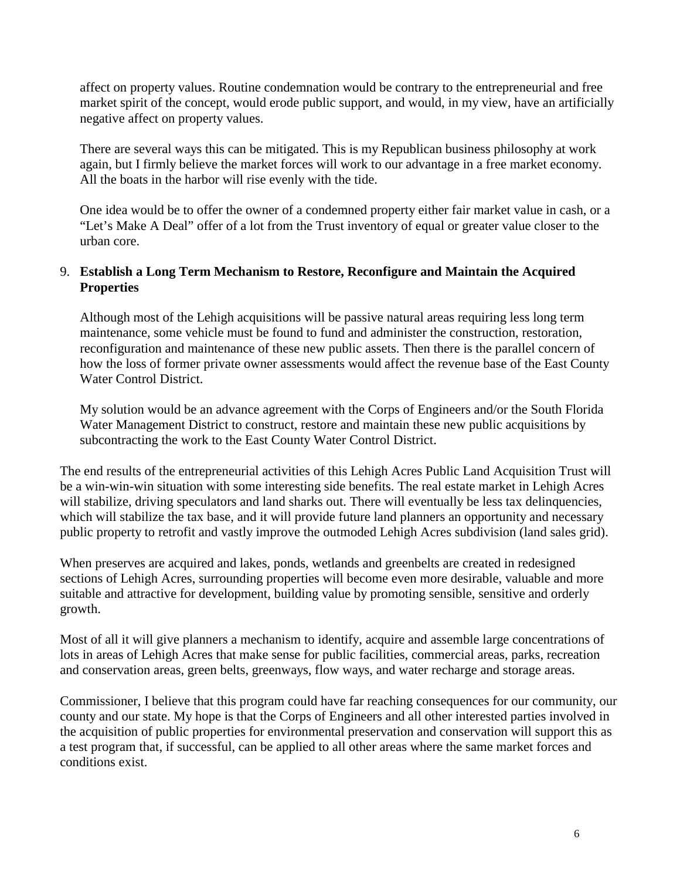affect on property values. Routine condemnation would be contrary to the entrepreneurial and free market spirit of the concept, would erode public support, and would, in my view, have an artificially negative affect on property values.

There are several ways this can be mitigated. This is my Republican business philosophy at work again, but I firmly believe the market forces will work to our advantage in a free market economy. All the boats in the harbor will rise evenly with the tide.

One idea would be to offer the owner of a condemned property either fair market value in cash, or a "Let's Make A Deal" offer of a lot from the Trust inventory of equal or greater value closer to the urban core.

9. **Establish a Long Term Mechanism to Restore, Reconfigure and Maintain the Acquired Properties**

   Although most of the Lehigh acquisitions will be passive natural areas requiring less long term maintenance, some vehicle must be found to fund and administer the construction, restoration, reconfiguration and maintenance of these new public assets. Then there is the parallel concern of how the loss of former private owner assessments would affect the revenue base of the East County Water Control District.

   My solution would be an advance agreement with the Corps of Engineers and/or the South Florida Water Management District to construct, restore and maintain these new public acquisitions by subcontracting the work to the East County Water Control District.

The end results of the entrepreneurial activities of this Lehigh Acres Public Land Acquisition Trust will be a win-win-win situation with some interesting side benefits. The real estate market in Lehigh Acres will stabilize, driving speculators and land sharks out. There will eventually be less tax delinquencies, which will stabilize the tax base, and it will provide future land planners an opportunity and necessary public property to retrofit and vastly improve the outmoded Lehigh Acres subdivision (land sales grid).

When preserves are acquired and lakes, ponds, wetlands and greenbelts are created in redesigned sections of Lehigh Acres, surrounding properties will become even more desirable, valuable and more suitable and attractive for development, building value by promoting sensible, sensitive and orderly growth.

Most of all it will give planners a mechanism to identify, acquire and assemble large concentrations of lots in areas of Lehigh Acres that make sense for public facilities, commercial areas, parks, recreation and conservation areas, green belts, greenways, flow ways, and water recharge and storage areas.

Commissioner, I believe that this program could have far reaching consequences for our community, our county and our state. My hope is that the Corps of Engineers and all other interested parties involved in the acquisition of public properties for environmental preservation and conservation will support this as a test program that, if successful, can be applied to all other areas where the same market forces and conditions exist.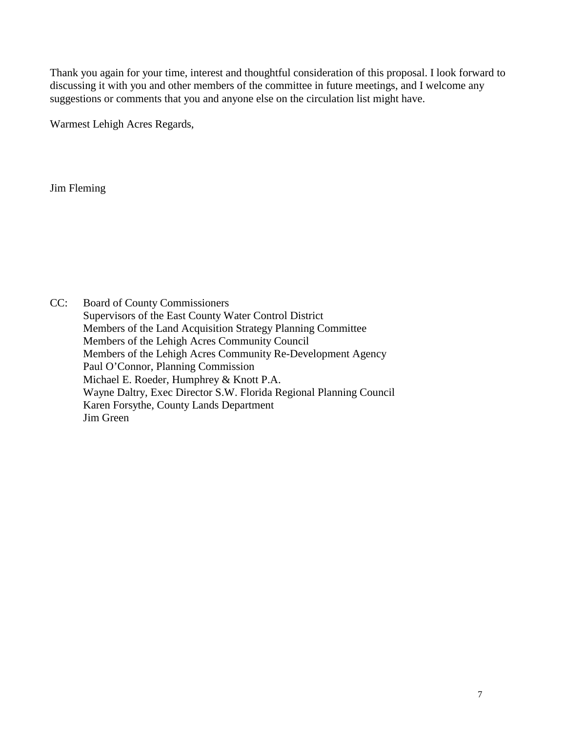Thank you again for your time, interest and thoughtful consideration of this proposal. I look forward to discussing it with you and other members of the committee in future meetings, and I welcome any suggestions or comments that you and anyone else on the circulation list might have.

Warmest Lehigh Acres Regards,

Jim Fleming

CC: Board of County Commissioners
Supervisors of the East County Water Control District
Members of the Land Acquisition Strategy Planning Committee
Members of the Lehigh Acres Community Council
Members of the Lehigh Acres Community Re-Development Agency
Paul O'Connor, Planning Commission
Michael E. Roeder, Humphrey & Knott P.A.
Wayne Daltry, Exec Director S.W. Florida Regional Planning Council
Karen Forsythe, County Lands Department
Jim Green